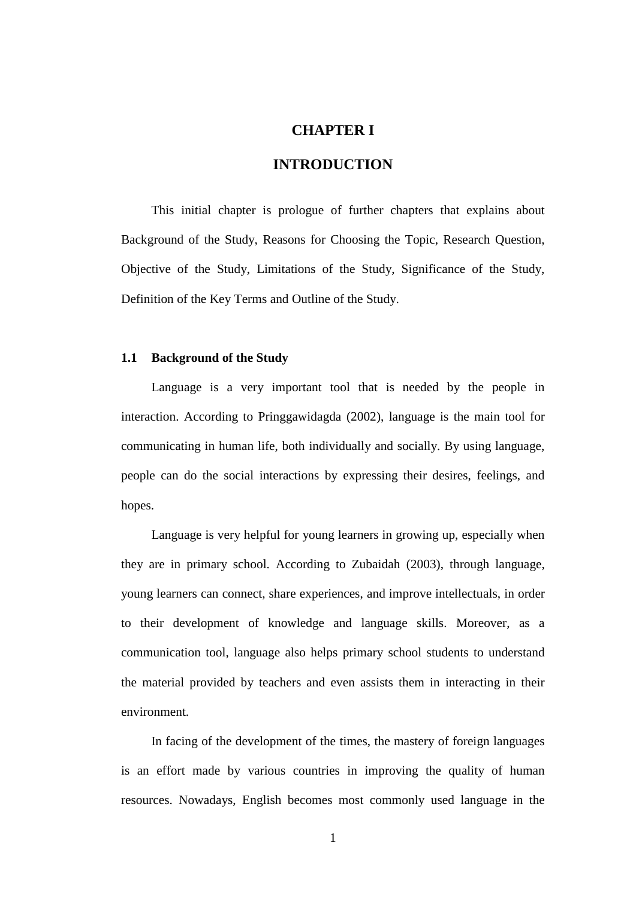# CHAPTER I

# INTRODUCTION

This initial chapter is prologue of further chapters that explains about Background of the Study, Reasons for Choosing the Topic, Research Question, Objective of the Study, Limitations of the Study, Significance of the Study, Definition of the Key Terms and Outline of the Study.

## 1.1 Background of the Study

Language is a very important tool that is needed by the people in interaction. According to Pringgawidagda (2002), language is the main tool for communicating in human life, both individually and socially. By using language, people can do the social interactions by expressing their desires, feelings, and hopes.

Language is very helpful for young learners in growing up, especially when they are in primary school. According to Zubaidah (2003), through language, young learners can connect, share experiences, and improve intellectuals, in order to their development of knowledge and language skills. Moreover, as a communication tool, language also helps primary school students to understand the material provided by teachers and even assists them in interacting in their environment.

In facing of the development of the times, the mastery of foreign languages is an effort made by various countries in improving the quality of human resources. Nowadays, English becomes most commonly used language in the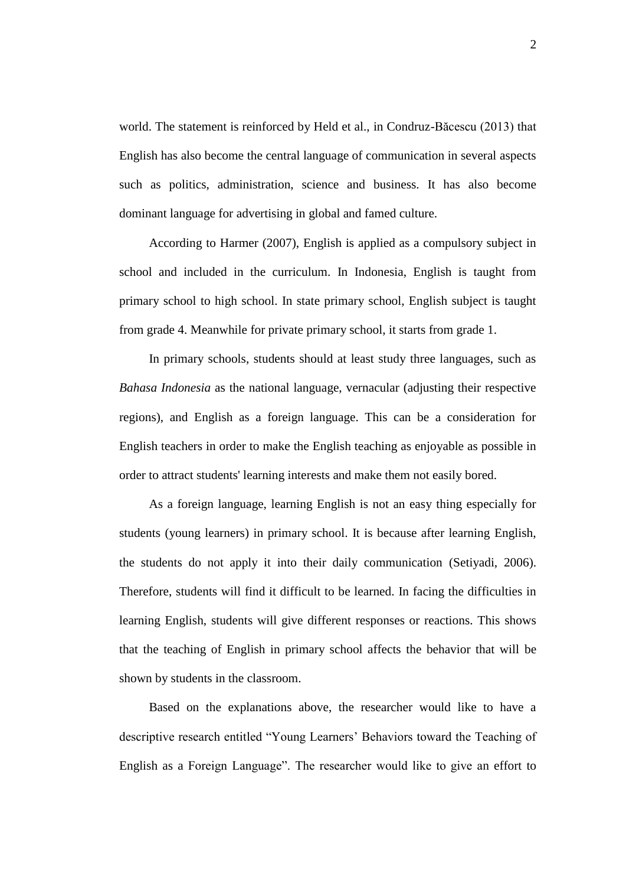world. The statement is reinforced by Held et al., in Condruz-Băcescu (2013) that English has also become the central language of communication in several aspects such as politics, administration, science and business. It has also become dominant language for advertising in global and famed culture.

According to Harmer (2007), English is applied as a compulsory subject in school and included in the curriculum. In Indonesia, English is taught from primary school to high school. In state primary school, English subject is taught from grade 4. Meanwhile for private primary school, it starts from grade 1.

In primary schools, students should at least study three languages, such as *Bahasa Indonesia* as the national language, vernacular (adjusting their respective regions), and English as a foreign language. This can be a consideration for English teachers in order to make the English teaching as enjoyable as possible in order to attract students' learning interests and make them not easily bored.

As a foreign language, learning English is not an easy thing especially for students (young learners) in primary school. It is because after learning English, the students do not apply it into their daily communication (Setiyadi, 2006). Therefore, students will find it difficult to be learned. In facing the difficulties in learning English, students will give different responses or reactions. This shows that the teaching of English in primary school affects the behavior that will be shown by students in the classroom.

Based on the explanations above, the researcher would like to have a descriptive research entitled "Young Learners' Behaviors toward the Teaching of English as a Foreign Language". The researcher would like to give an effort to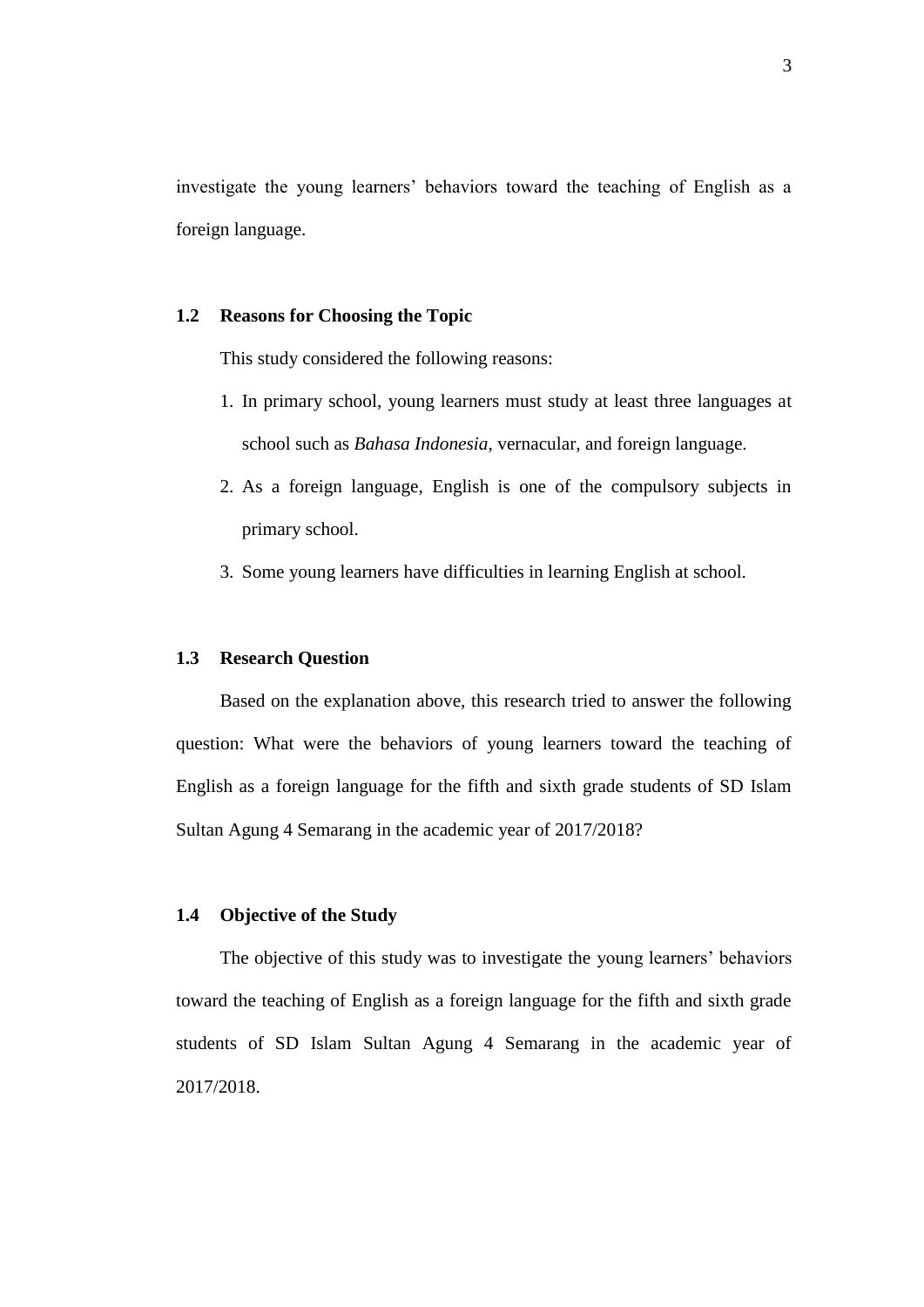investigate the young learners' behaviors toward the teaching of English as a foreign language.

## 1.2 Reasons for Choosing the Topic

This study considered the following reasons:

1. In primary school, young learners must study at least three languages at school such as *Bahasa Indonesia*, vernacular, and foreign language.
2. As a foreign language, English is one of the compulsory subjects in primary school.
3. Some young learners have difficulties in learning English at school.

## 1.3 Research Question

Based on the explanation above, this research tried to answer the following question: What were the behaviors of young learners toward the teaching of English as a foreign language for the fifth and sixth grade students of SD Islam Sultan Agung 4 Semarang in the academic year of 2017/2018?

## 1.4 Objective of the Study

The objective of this study was to investigate the young learners' behaviors toward the teaching of English as a foreign language for the fifth and sixth grade students of SD Islam Sultan Agung 4 Semarang in the academic year of 2017/2018.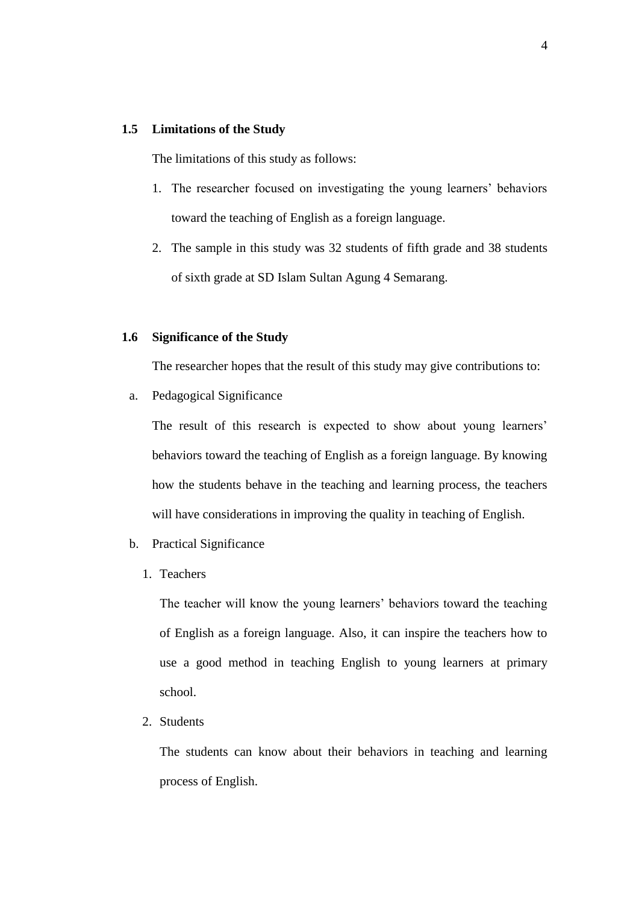## 1.5 Limitations of the Study

The limitations of this study as follows:

1. The researcher focused on investigating the young learners' behaviors toward the teaching of English as a foreign language.
2. The sample in this study was 32 students of fifth grade and 38 students of sixth grade at SD Islam Sultan Agung 4 Semarang.

## 1.6 Significance of the Study

The researcher hopes that the result of this study may give contributions to:

a. Pedagogical Significance

The result of this research is expected to show about young learners' behaviors toward the teaching of English as a foreign language. By knowing how the students behave in the teaching and learning process, the teachers will have considerations in improving the quality in teaching of English.

b. Practical Significance

1. Teachers

   The teacher will know the young learners' behaviors toward the teaching of English as a foreign language. Also, it can inspire the teachers how to use a good method in teaching English to young learners at primary school.

2. Students

   The students can know about their behaviors in teaching and learning process of English.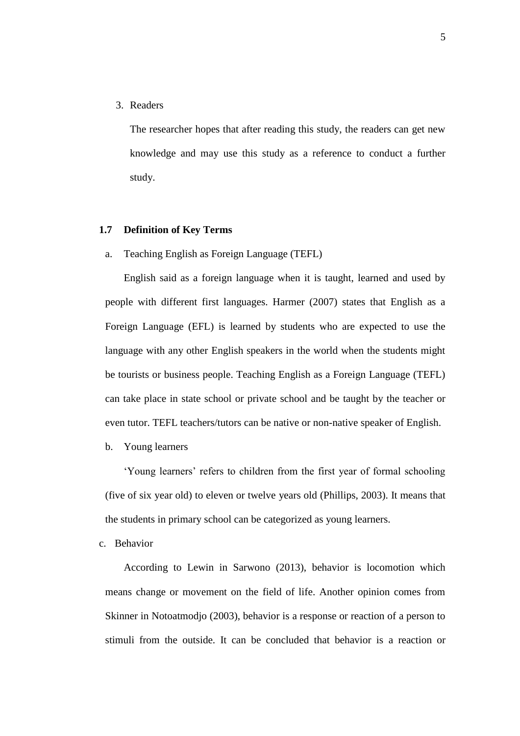3. Readers

   The researcher hopes that after reading this study, the readers can get new knowledge and may use this study as a reference to conduct a further study.

## 1.7 Definition of Key Terms

a. Teaching English as Foreign Language (TEFL)

English said as a foreign language when it is taught, learned and used by people with different first languages. Harmer (2007) states that English as a Foreign Language (EFL) is learned by students who are expected to use the language with any other English speakers in the world when the students might be tourists or business people. Teaching English as a Foreign Language (TEFL) can take place in state school or private school and be taught by the teacher or even tutor. TEFL teachers/tutors can be native or non-native speaker of English.

b. Young learners

'Young learners' refers to children from the first year of formal schooling (five of six year old) to eleven or twelve years old (Phillips, 2003). It means that the students in primary school can be categorized as young learners.

c. Behavior

According to Lewin in Sarwono (2013), behavior is locomotion which means change or movement on the field of life. Another opinion comes from Skinner in Notoatmodjo (2003), behavior is a response or reaction of a person to stimuli from the outside. It can be concluded that behavior is a reaction or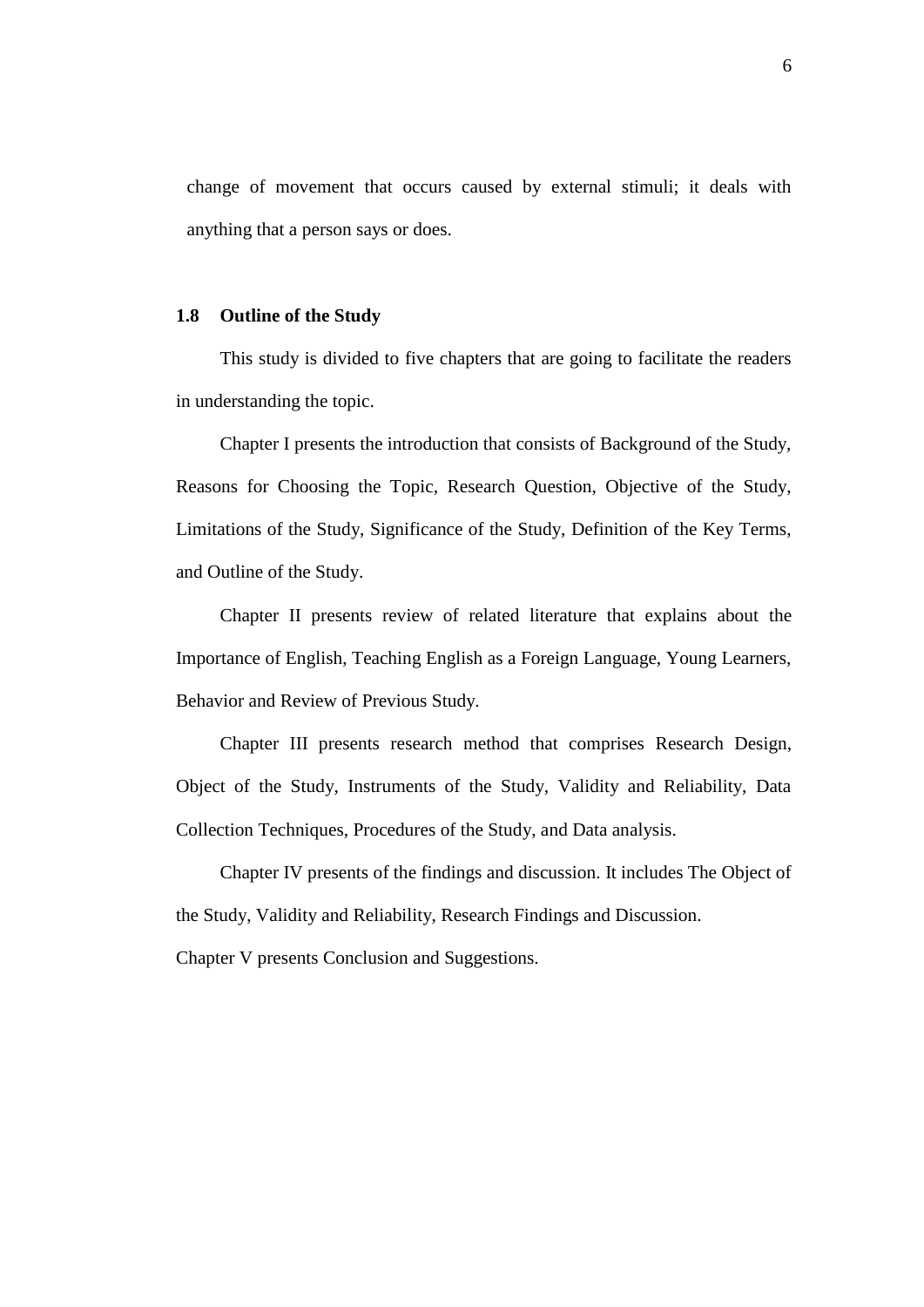change of movement that occurs caused by external stimuli; it deals with anything that a person says or does.

### 1.8 Outline of the Study

This study is divided to five chapters that are going to facilitate the readers in understanding the topic.

Chapter I presents the introduction that consists of Background of the Study, Reasons for Choosing the Topic, Research Question, Objective of the Study, Limitations of the Study, Significance of the Study, Definition of the Key Terms, and Outline of the Study.

Chapter II presents review of related literature that explains about the Importance of English, Teaching English as a Foreign Language, Young Learners, Behavior and Review of Previous Study.

Chapter III presents research method that comprises Research Design, Object of the Study, Instruments of the Study, Validity and Reliability, Data Collection Techniques, Procedures of the Study, and Data analysis.

Chapter IV presents of the findings and discussion. It includes The Object of the Study, Validity and Reliability, Research Findings and Discussion.

Chapter V presents Conclusion and Suggestions.